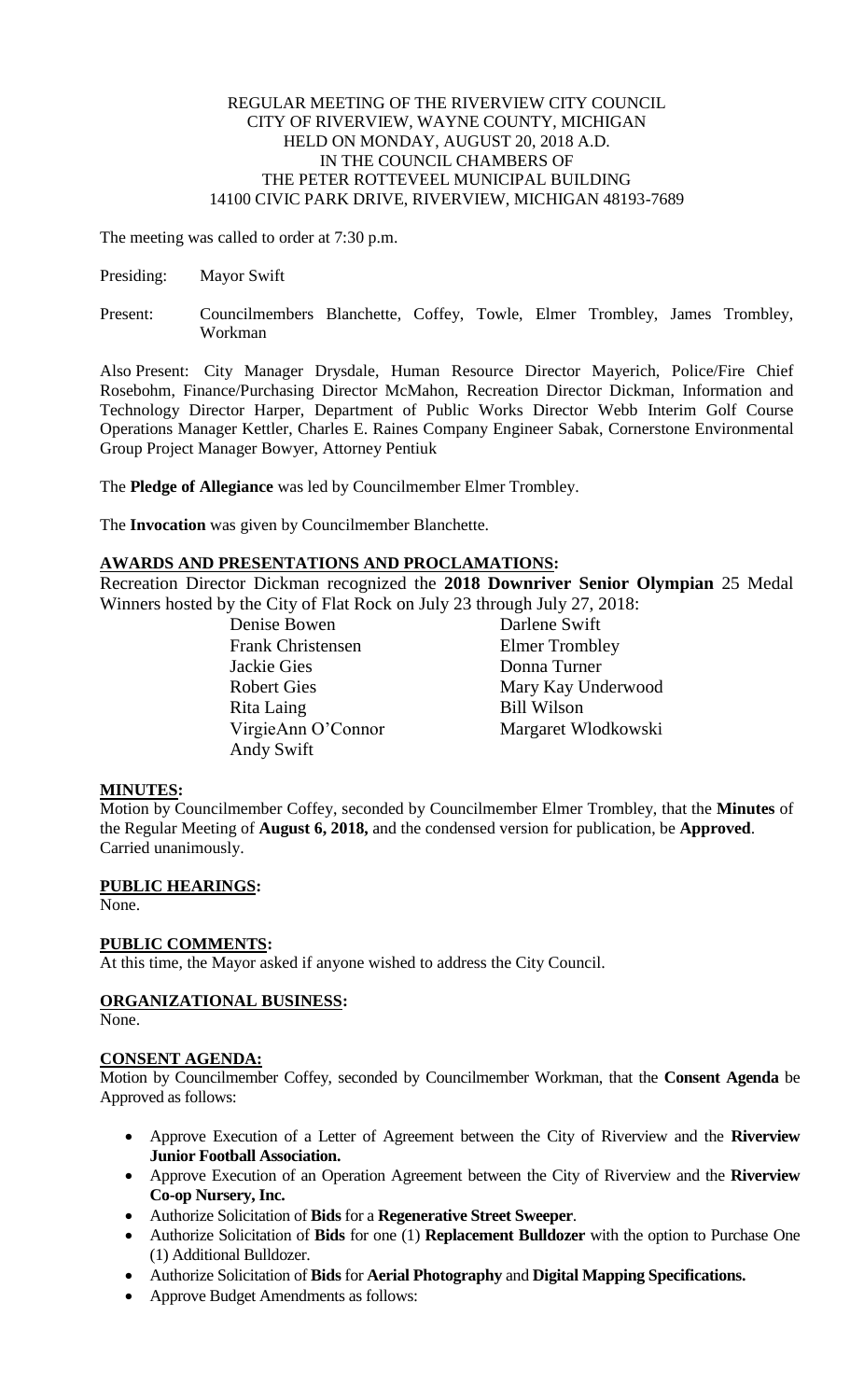REGULAR MEETING OF THE RIVERVIEW CITY COUNCIL
CITY OF RIVERVIEW, WAYNE COUNTY, MICHIGAN
HELD ON MONDAY, AUGUST 20, 2018 A.D.
IN THE COUNCIL CHAMBERS OF
THE PETER ROTTEVEEL MUNICIPAL BUILDING
14100 CIVIC PARK DRIVE, RIVERVIEW, MICHIGAN 48193-7689

The meeting was called to order at 7:30 p.m.

Presiding: Mayor Swift

Present: Councilmembers Blanchette, Coffey, Towle, Elmer Trombley, James Trombley, Workman

Also Present: City Manager Drysdale, Human Resource Director Mayerich, Police/Fire Chief Rosebohm, Finance/Purchasing Director McMahon, Recreation Director Dickman, Information and Technology Director Harper, Department of Public Works Director Webb Interim Golf Course Operations Manager Kettler, Charles E. Raines Company Engineer Sabak, Cornerstone Environmental Group Project Manager Bowyer, Attorney Pentiuk

The **Pledge of Allegiance** was led by Councilmember Elmer Trombley.

The **Invocation** was given by Councilmember Blanchette.

## AWARDS AND PRESENTATIONS AND PROCLAMATIONS:

Recreation Director Dickman recognized the **2018 Downriver Senior Olympian** 25 Medal Winners hosted by the City of Flat Rock on July 23 through July 27, 2018:

| | |
|---|---|
| Denise Bowen | Darlene Swift |
| Frank Christensen | Elmer Trombley |
| Jackie Gies | Donna Turner |
| Robert Gies | Mary Kay Underwood |
| Rita Laing | Bill Wilson |
| VirgieAnn O'Connor | Margaret Wlodkowski |
| Andy Swift | |

## MINUTES:

Motion by Councilmember Coffey, seconded by Councilmember Elmer Trombley, that the **Minutes** of the Regular Meeting of **August 6, 2018,** and the condensed version for publication, be **Approved**. Carried unanimously.

## PUBLIC HEARINGS:

None.

## PUBLIC COMMENTS:

At this time, the Mayor asked if anyone wished to address the City Council.

## ORGANIZATIONAL BUSINESS:

None.

## CONSENT AGENDA:

Motion by Councilmember Coffey, seconded by Councilmember Workman, that the **Consent Agenda** be Approved as follows:

- Approve Execution of a Letter of Agreement between the City of Riverview and the **Riverview Junior Football Association.**
- Approve Execution of an Operation Agreement between the City of Riverview and the **Riverview Co-op Nursery, Inc.**
- Authorize Solicitation of **Bids** for a **Regenerative Street Sweeper**.
- Authorize Solicitation of **Bids** for one (1) **Replacement Bulldozer** with the option to Purchase One (1) Additional Bulldozer.
- Authorize Solicitation of **Bids** for **Aerial Photography** and **Digital Mapping Specifications.**
- Approve Budget Amendments as follows: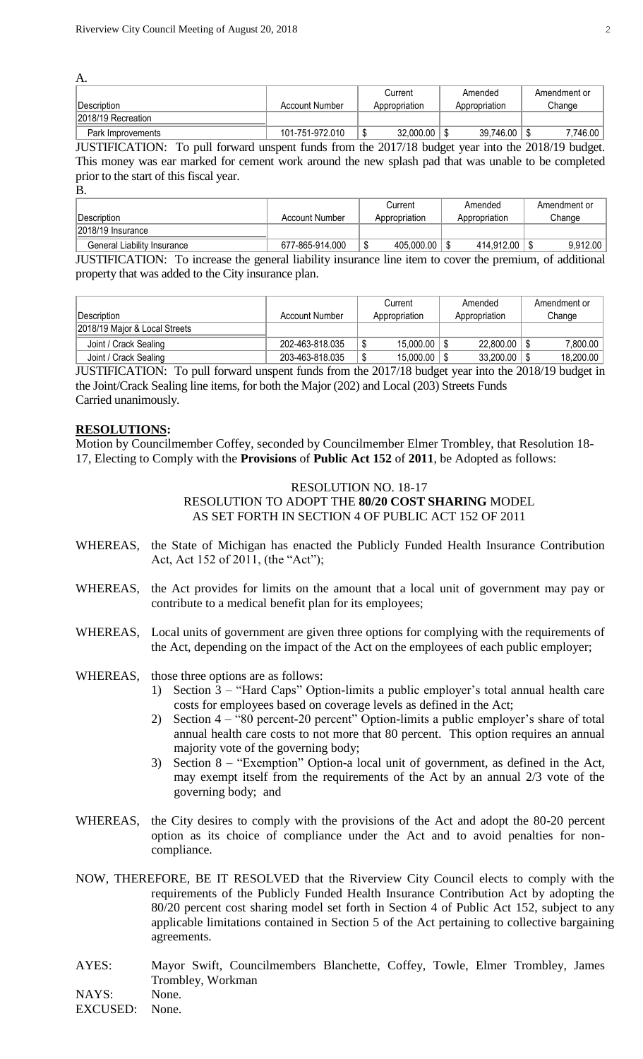A.

| Description | Account Number | Current Appropriation | Amended Appropriation | Amendment or Change |
|---|---|---|---|---|
| 2018/19 Recreation | | | | |
| Park Improvements | 101-751-972.010 | $ 32,000.00 | $ 39,746.00 | $ 7,746.00 |

JUSTIFICATION: To pull forward unspent funds from the 2017/18 budget year into the 2018/19 budget. This money was ear marked for cement work around the new splash pad that was unable to be completed prior to the start of this fiscal year.

B.

| Description | Account Number | Current Appropriation | Amended Appropriation | Amendment or Change |
|---|---|---|---|---|
| 2018/19 Insurance | | | | |
| General Liability Insurance | 677-865-914.000 | $ 405,000.00 | $ 414,912.00 | $ 9,912.00 |

JUSTIFICATION: To increase the general liability insurance line item to cover the premium, of additional property that was added to the City insurance plan.

| Description | Account Number | Current Appropriation | Amended Appropriation | Amendment or Change |
|---|---|---|---|---|
| 2018/19 Major & Local Streets | | | | |
| Joint / Crack Sealing | 202-463-818.035 | $ 15,000.00 | $ 22,800.00 | $ 7,800.00 |
| Joint / Crack Sealing | 203-463-818.035 | $ 15,000.00 | $ 33,200.00 | $ 18,200.00 |

JUSTIFICATION: To pull forward unspent funds from the 2017/18 budget year into the 2018/19 budget in the Joint/Crack Sealing line items, for both the Major (202) and Local (203) Streets Funds
Carried unanimously.

**RESOLUTIONS:**

Motion by Councilmember Coffey, seconded by Councilmember Elmer Trombley, that Resolution 18-17, Electing to Comply with the **Provisions** of **Public Act 152** of **2011**, be Adopted as follows:

RESOLUTION NO. 18-17
RESOLUTION TO ADOPT THE **80/20 COST SHARING** MODEL
AS SET FORTH IN SECTION 4 OF PUBLIC ACT 152 OF 2011

WHEREAS, the State of Michigan has enacted the Publicly Funded Health Insurance Contribution Act, Act 152 of 2011, (the "Act");

WHEREAS, the Act provides for limits on the amount that a local unit of government may pay or contribute to a medical benefit plan for its employees;

WHEREAS, Local units of government are given three options for complying with the requirements of the Act, depending on the impact of the Act on the employees of each public employer;

WHEREAS, those three options are as follows:

1) Section 3 – "Hard Caps" Option-limits a public employer's total annual health care costs for employees based on coverage levels as defined in the Act;
2) Section 4 – "80 percent-20 percent" Option-limits a public employer's share of total annual health care costs to not more that 80 percent. This option requires an annual majority vote of the governing body;
3) Section 8 – "Exemption" Option-a local unit of government, as defined in the Act, may exempt itself from the requirements of the Act by an annual 2/3 vote of the governing body; and

WHEREAS, the City desires to comply with the provisions of the Act and adopt the 80-20 percent option as its choice of compliance under the Act and to avoid penalties for non-compliance.

NOW, THEREFORE, BE IT RESOLVED that the Riverview City Council elects to comply with the requirements of the Publicly Funded Health Insurance Contribution Act by adopting the 80/20 percent cost sharing model set forth in Section 4 of Public Act 152, subject to any applicable limitations contained in Section 5 of the Act pertaining to collective bargaining agreements.

AYES: Mayor Swift, Councilmembers Blanchette, Coffey, Towle, Elmer Trombley, James Trombley, Workman
NAYS: None.
EXCUSED: None.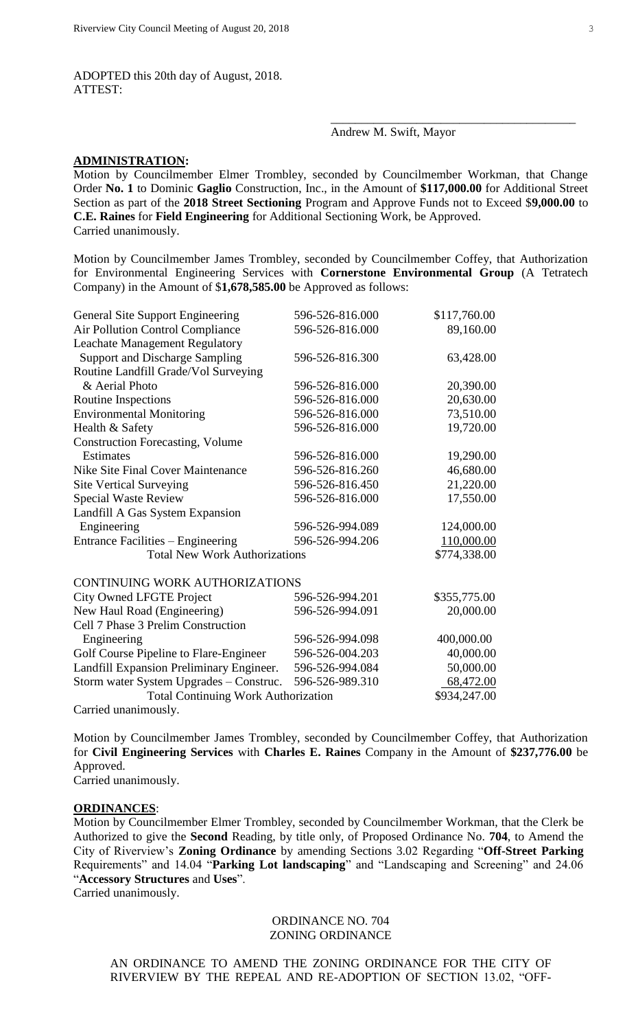ADOPTED this 20th day of August, 2018.
ATTEST:

\_\_\_\_\_\_\_\_\_\_\_\_\_\_\_\_\_\_\_\_\_\_\_\_\_\_\_\_\_\_\_\_\_\_\_\_\_\_\_\_
Andrew M. Swift, Mayor

**ADMINISTRATION:**

Motion by Councilmember Elmer Trombley, seconded by Councilmember Workman, that Change Order **No. 1** to Dominic **Gaglio** Construction, Inc., in the Amount of **$117,000.00** for Additional Street Section as part of the **2018 Street Sectioning** Program and Approve Funds not to Exceed $**9,000.00** to **C.E. Raines** for **Field Engineering** for Additional Sectioning Work, be Approved.
Carried unanimously.

Motion by Councilmember James Trombley, seconded by Councilmember Coffey, that Authorization for Environmental Engineering Services with **Cornerstone Environmental Group** (A Tetratech Company) in the Amount of $**1,678,585.00** be Approved as follows:

| | | |
|---|---|---|
| General Site Support Engineering | 596-526-816.000 | $117,760.00 |
| Air Pollution Control Compliance | 596-526-816.000 | 89,160.00 |
| Leachate Management Regulatory Support and Discharge Sampling | 596-526-816.300 | 63,428.00 |
| Routine Landfill Grade/Vol Surveying & Aerial Photo | 596-526-816.000 | 20,390.00 |
| Routine Inspections | 596-526-816.000 | 20,630.00 |
| Environmental Monitoring | 596-526-816.000 | 73,510.00 |
| Health & Safety | 596-526-816.000 | 19,720.00 |
| Construction Forecasting, Volume Estimates | 596-526-816.000 | 19,290.00 |
| Nike Site Final Cover Maintenance | 596-526-816.260 | 46,680.00 |
| Site Vertical Surveying | 596-526-816.450 | 21,220.00 |
| Special Waste Review | 596-526-816.000 | 17,550.00 |
| Landfill A Gas System Expansion Engineering | 596-526-994.089 | 124,000.00 |
| Entrance Facilities – Engineering | 596-526-994.206 | 110,000.00 |
| Total New Work Authorizations | | $774,338.00 |
| | | |
| CONTINUING WORK AUTHORIZATIONS | | |
| City Owned LFGTE Project | 596-526-994.201 | $355,775.00 |
| New Haul Road (Engineering) | 596-526-994.091 | 20,000.00 |
| Cell 7 Phase 3 Prelim Construction Engineering | 596-526-994.098 | 400,000.00 |
| Golf Course Pipeline to Flare-Engineer | 596-526-004.203 | 40,000.00 |
| Landfill Expansion Preliminary Engineer. | 596-526-994.084 | 50,000.00 |
| Storm water System Upgrades – Construc. | 596-526-989.310 | 68,472.00 |
| Total Continuing Work Authorization | | $934,247.00 |

Carried unanimously.

Motion by Councilmember James Trombley, seconded by Councilmember Coffey, that Authorization for **Civil Engineering Services** with **Charles E. Raines** Company in the Amount of **$237,776.00** be Approved.
Carried unanimously.

**ORDINANCES**:

Motion by Councilmember Elmer Trombley, seconded by Councilmember Workman, that the Clerk be Authorized to give the **Second** Reading, by title only, of Proposed Ordinance No. **704**, to Amend the City of Riverview's **Zoning Ordinance** by amending Sections 3.02 Regarding "**Off-Street Parking** Requirements" and 14.04 "**Parking Lot landscaping**" and "Landscaping and Screening" and 24.06 "**Accessory Structures** and **Uses**".
Carried unanimously.

ORDINANCE NO. 704
ZONING ORDINANCE

AN ORDINANCE TO AMEND THE ZONING ORDINANCE FOR THE CITY OF RIVERVIEW BY THE REPEAL AND RE-ADOPTION OF SECTION 13.02, "OFF-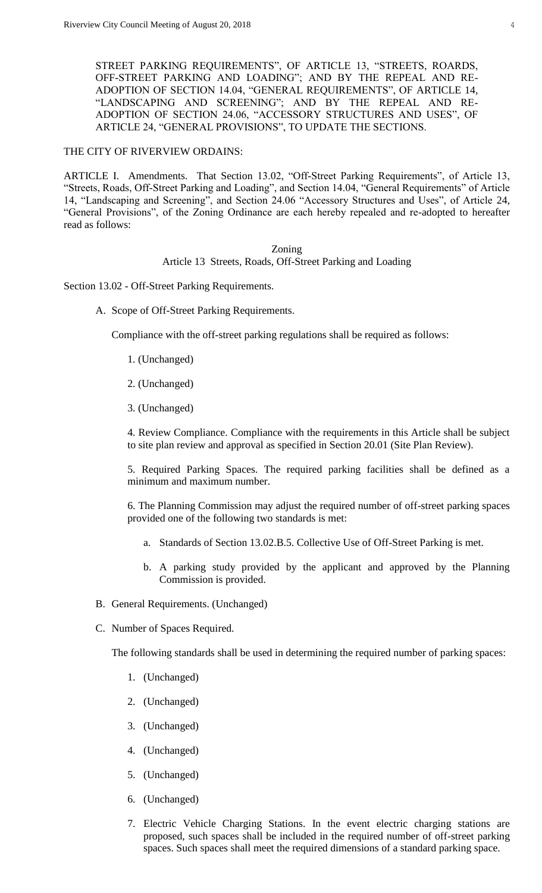STREET PARKING REQUIREMENTS", OF ARTICLE 13, "STREETS, ROARDS, OFF-STREET PARKING AND LOADING"; AND BY THE REPEAL AND RE-ADOPTION OF SECTION 14.04, "GENERAL REQUIREMENTS", OF ARTICLE 14, "LANDSCAPING AND SCREENING"; AND BY THE REPEAL AND RE-ADOPTION OF SECTION 24.06, "ACCESSORY STRUCTURES AND USES", OF ARTICLE 24, "GENERAL PROVISIONS", TO UPDATE THE SECTIONS.

THE CITY OF RIVERVIEW ORDAINS:

ARTICLE I. Amendments. That Section 13.02, "Off-Street Parking Requirements", of Article 13, "Streets, Roads, Off-Street Parking and Loading", and Section 14.04, "General Requirements" of Article 14, "Landscaping and Screening", and Section 24.06 "Accessory Structures and Uses", of Article 24, "General Provisions", of the Zoning Ordinance are each hereby repealed and re-adopted to hereafter read as follows:

Zoning
Article 13 Streets, Roads, Off-Street Parking and Loading

Section 13.02 - Off-Street Parking Requirements.

A. Scope of Off-Street Parking Requirements.

   Compliance with the off-street parking regulations shall be required as follows:

   1. (Unchanged)

   2. (Unchanged)

   3. (Unchanged)

   4. Review Compliance. Compliance with the requirements in this Article shall be subject to site plan review and approval as specified in Section 20.01 (Site Plan Review).

   5. Required Parking Spaces. The required parking facilities shall be defined as a minimum and maximum number.

   6. The Planning Commission may adjust the required number of off-street parking spaces provided one of the following two standards is met:

      a. Standards of Section 13.02.B.5. Collective Use of Off-Street Parking is met.

      b. A parking study provided by the applicant and approved by the Planning Commission is provided.

B. General Requirements. (Unchanged)

C. Number of Spaces Required.

   The following standards shall be used in determining the required number of parking spaces:

   1. (Unchanged)

   2. (Unchanged)

   3. (Unchanged)

   4. (Unchanged)

   5. (Unchanged)

   6. (Unchanged)

   7. Electric Vehicle Charging Stations. In the event electric charging stations are proposed, such spaces shall be included in the required number of off-street parking spaces. Such spaces shall meet the required dimensions of a standard parking space.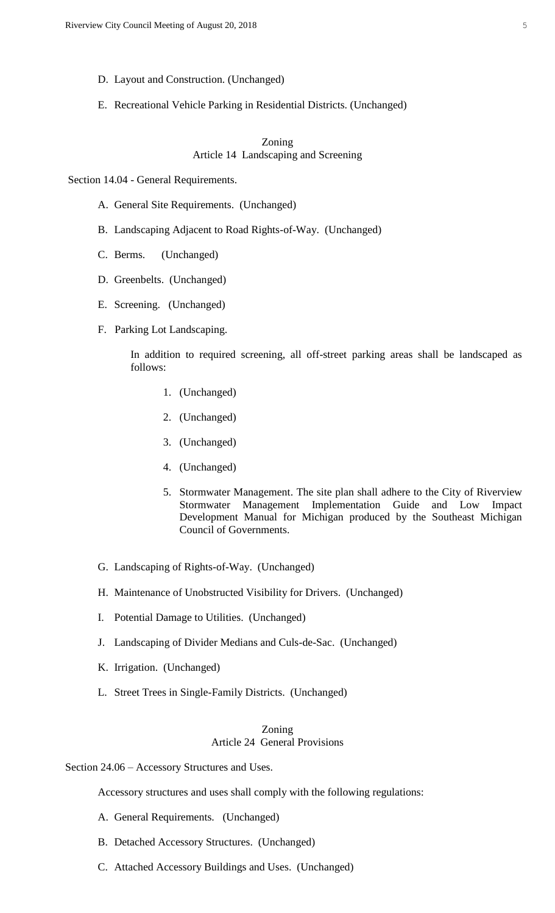D. Layout and Construction. (Unchanged)

E. Recreational Vehicle Parking in Residential Districts. (Unchanged)

Zoning
Article 14 Landscaping and Screening

Section 14.04 - General Requirements.

A. General Site Requirements. (Unchanged)

B. Landscaping Adjacent to Road Rights-of-Way. (Unchanged)

C. Berms. (Unchanged)

D. Greenbelts. (Unchanged)

E. Screening. (Unchanged)

F. Parking Lot Landscaping.

In addition to required screening, all off-street parking areas shall be landscaped as follows:

1. (Unchanged)

2. (Unchanged)

3. (Unchanged)

4. (Unchanged)

5. Stormwater Management. The site plan shall adhere to the City of Riverview Stormwater Management Implementation Guide and Low Impact Development Manual for Michigan produced by the Southeast Michigan Council of Governments.

G. Landscaping of Rights-of-Way. (Unchanged)

H. Maintenance of Unobstructed Visibility for Drivers. (Unchanged)

I. Potential Damage to Utilities. (Unchanged)

J. Landscaping of Divider Medians and Culs-de-Sac. (Unchanged)

K. Irrigation. (Unchanged)

L. Street Trees in Single-Family Districts. (Unchanged)

Zoning
Article 24 General Provisions

Section 24.06 – Accessory Structures and Uses.

Accessory structures and uses shall comply with the following regulations:

A. General Requirements. (Unchanged)

B. Detached Accessory Structures. (Unchanged)

C. Attached Accessory Buildings and Uses. (Unchanged)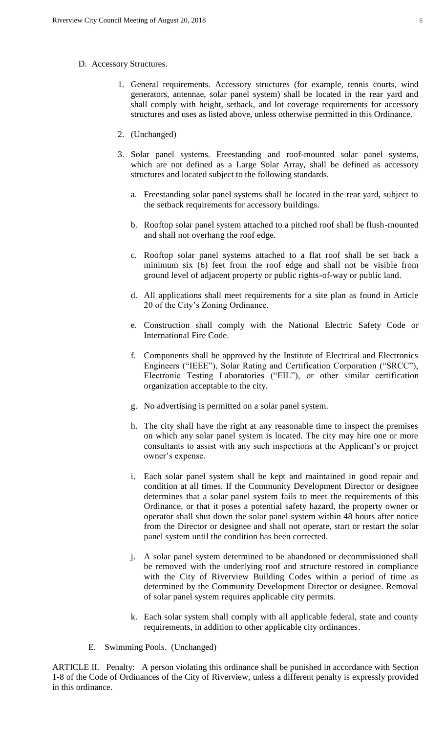D. Accessory Structures.

1. General requirements. Accessory structures (for example, tennis courts, wind generators, antennae, solar panel system) shall be located in the rear yard and shall comply with height, setback, and lot coverage requirements for accessory structures and uses as listed above, unless otherwise permitted in this Ordinance.

2. (Unchanged)

3. Solar panel systems. Freestanding and roof-mounted solar panel systems, which are not defined as a Large Solar Array, shall be defined as accessory structures and located subject to the following standards.

   a. Freestanding solar panel systems shall be located in the rear yard, subject to the setback requirements for accessory buildings.

   b. Rooftop solar panel system attached to a pitched roof shall be flush-mounted and shall not overhang the roof edge.

   c. Rooftop solar panel systems attached to a flat roof shall be set back a minimum six (6) feet from the roof edge and shall not be visible from ground level of adjacent property or public rights-of-way or public land.

   d. All applications shall meet requirements for a site plan as found in Article 20 of the City's Zoning Ordinance.

   e. Construction shall comply with the National Electric Safety Code or International Fire Code.

   f. Components shall be approved by the Institute of Electrical and Electronics Engineers ("IEEE"), Solar Rating and Certification Corporation ("SRCC"), Electronic Testing Laboratories ("EIL"), or other similar certification organization acceptable to the city.

   g. No advertising is permitted on a solar panel system.

   h. The city shall have the right at any reasonable time to inspect the premises on which any solar panel system is located. The city may hire one or more consultants to assist with any such inspections at the Applicant's or project owner's expense.

   i. Each solar panel system shall be kept and maintained in good repair and condition at all times. If the Community Development Director or designee determines that a solar panel system fails to meet the requirements of this Ordinance, or that it poses a potential safety hazard, the property owner or operator shall shut down the solar panel system within 48 hours after notice from the Director or designee and shall not operate, start or restart the solar panel system until the condition has been corrected.

   j. A solar panel system determined to be abandoned or decommissioned shall be removed with the underlying roof and structure restored in compliance with the City of Riverview Building Codes within a period of time as determined by the Community Development Director or designee. Removal of solar panel system requires applicable city permits.

   k. Each solar system shall comply with all applicable federal, state and county requirements, in addition to other applicable city ordinances.

E. Swimming Pools. (Unchanged)

ARTICLE II. Penalty: A person violating this ordinance shall be punished in accordance with Section 1-8 of the Code of Ordinances of the City of Riverview, unless a different penalty is expressly provided in this ordinance.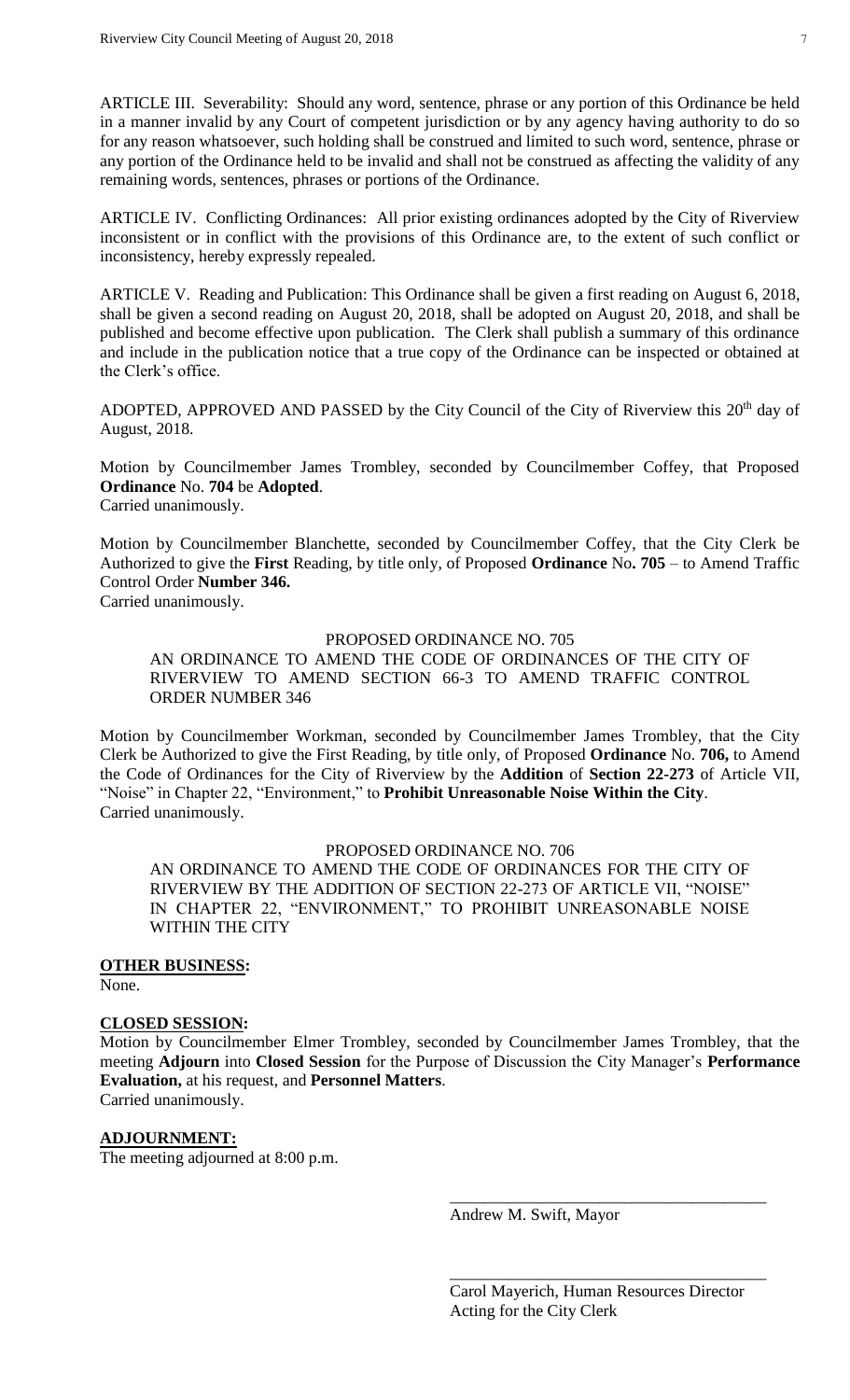ARTICLE III. Severability: Should any word, sentence, phrase or any portion of this Ordinance be held in a manner invalid by any Court of competent jurisdiction or by any agency having authority to do so for any reason whatsoever, such holding shall be construed and limited to such word, sentence, phrase or any portion of the Ordinance held to be invalid and shall not be construed as affecting the validity of any remaining words, sentences, phrases or portions of the Ordinance.

ARTICLE IV. Conflicting Ordinances: All prior existing ordinances adopted by the City of Riverview inconsistent or in conflict with the provisions of this Ordinance are, to the extent of such conflict or inconsistency, hereby expressly repealed.

ARTICLE V. Reading and Publication: This Ordinance shall be given a first reading on August 6, 2018, shall be given a second reading on August 20, 2018, shall be adopted on August 20, 2018, and shall be published and become effective upon publication. The Clerk shall publish a summary of this ordinance and include in the publication notice that a true copy of the Ordinance can be inspected or obtained at the Clerk's office.

ADOPTED, APPROVED AND PASSED by the City Council of the City of Riverview this 20th day of August, 2018.

Motion by Councilmember James Trombley, seconded by Councilmember Coffey, that Proposed **Ordinance** No. **704** be **Adopted**.
Carried unanimously.

Motion by Councilmember Blanchette, seconded by Councilmember Coffey, that the City Clerk be Authorized to give the **First** Reading, by title only, of Proposed **Ordinance** No**. 705** – to Amend Traffic Control Order **Number 346.**
Carried unanimously.

PROPOSED ORDINANCE NO. 705

AN ORDINANCE TO AMEND THE CODE OF ORDINANCES OF THE CITY OF RIVERVIEW TO AMEND SECTION 66-3 TO AMEND TRAFFIC CONTROL ORDER NUMBER 346

Motion by Councilmember Workman, seconded by Councilmember James Trombley, that the City Clerk be Authorized to give the First Reading, by title only, of Proposed **Ordinance** No. **706,** to Amend the Code of Ordinances for the City of Riverview by the **Addition** of **Section 22-273** of Article VII, "Noise" in Chapter 22, "Environment," to **Prohibit Unreasonable Noise Within the City**.
Carried unanimously.

PROPOSED ORDINANCE NO. 706

AN ORDINANCE TO AMEND THE CODE OF ORDINANCES FOR THE CITY OF RIVERVIEW BY THE ADDITION OF SECTION 22-273 OF ARTICLE VII, "NOISE" IN CHAPTER 22, "ENVIRONMENT," TO PROHIBIT UNREASONABLE NOISE WITHIN THE CITY

**OTHER BUSINESS:**

None.

**CLOSED SESSION:**

Motion by Councilmember Elmer Trombley, seconded by Councilmember James Trombley, that the meeting **Adjourn** into **Closed Session** for the Purpose of Discussion the City Manager's **Performance Evaluation,** at his request, and **Personnel Matters**.
Carried unanimously.

**ADJOURNMENT:**

The meeting adjourned at 8:00 p.m.

\_\_\_\_\_\_\_\_\_\_\_\_\_\_\_\_\_\_\_\_\_\_\_\_\_\_\_\_\_\_\_\_\_\_\_\_\_\_
Andrew M. Swift, Mayor

\_\_\_\_\_\_\_\_\_\_\_\_\_\_\_\_\_\_\_\_\_\_\_\_\_\_\_\_\_\_\_\_\_\_\_\_\_\_
Carol Mayerich, Human Resources Director
Acting for the City Clerk